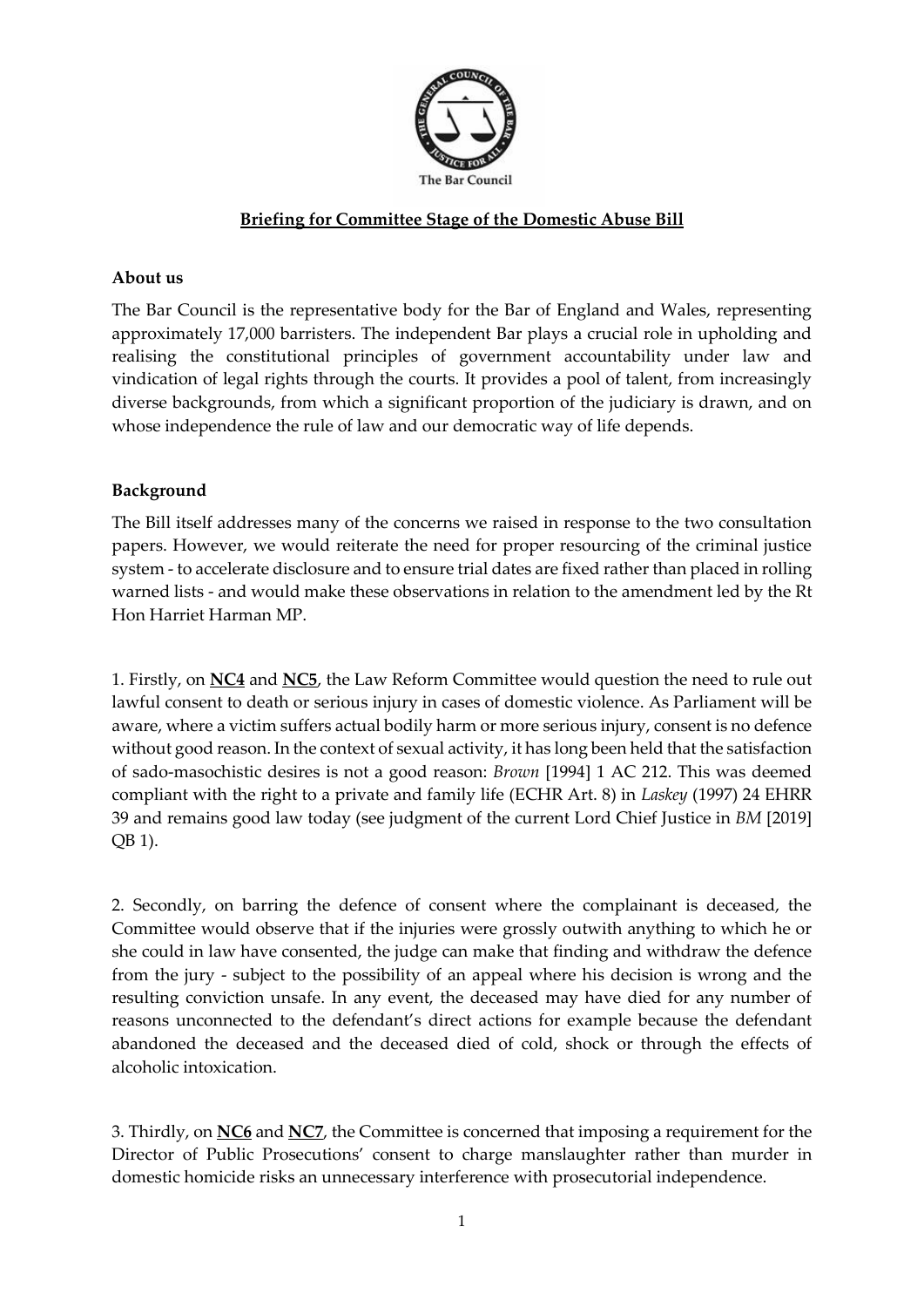# Briefing for Committee Stage of the Domestic Abuse Bill

## About us

The Bar Council is the representative body for the Bar of England and Wales, representing approximately 17,000 barristers. The independent Bar plays a crucial role in upholding and realising the constitutional principles of government accountability under law and vindication of legal rights through the courts. It provides a pool of talent, from increasingly diverse backgrounds, from which a significant proportion of the judiciary is drawn, and on whose independence the rule of law and our democratic way of life depends.

## Background

The Bill itself addresses many of the concerns we raised in response to the two consultation papers. However, we would reiterate the need for proper resourcing of the criminal justice system - to accelerate disclosure and to ensure trial dates are fixed rather than placed in rolling warned lists - and would make these observations in relation to the amendment led by the Rt Hon Harriet Harman MP.

1. Firstly, on **NC4** and **NC5**, the Law Reform Committee would question the need to rule out lawful consent to death or serious injury in cases of domestic violence. As Parliament will be aware, where a victim suffers actual bodily harm or more serious injury, consent is no defence without good reason. In the context of sexual activity, it has long been held that the satisfaction of sado-masochistic desires is not a good reason: *Brown* [1994] 1 AC 212. This was deemed compliant with the right to a private and family life (ECHR Art. 8) in *Laskey* (1997) 24 EHRR 39 and remains good law today (see judgment of the current Lord Chief Justice in *BM* [2019] QB 1).

2. Secondly, on barring the defence of consent where the complainant is deceased, the Committee would observe that if the injuries were grossly outwith anything to which he or she could in law have consented, the judge can make that finding and withdraw the defence from the jury - subject to the possibility of an appeal where his decision is wrong and the resulting conviction unsafe. In any event, the deceased may have died for any number of reasons unconnected to the defendant's direct actions for example because the defendant abandoned the deceased and the deceased died of cold, shock or through the effects of alcoholic intoxication.

3. Thirdly, on **NC6** and **NC7**, the Committee is concerned that imposing a requirement for the Director of Public Prosecutions' consent to charge manslaughter rather than murder in domestic homicide risks an unnecessary interference with prosecutorial independence.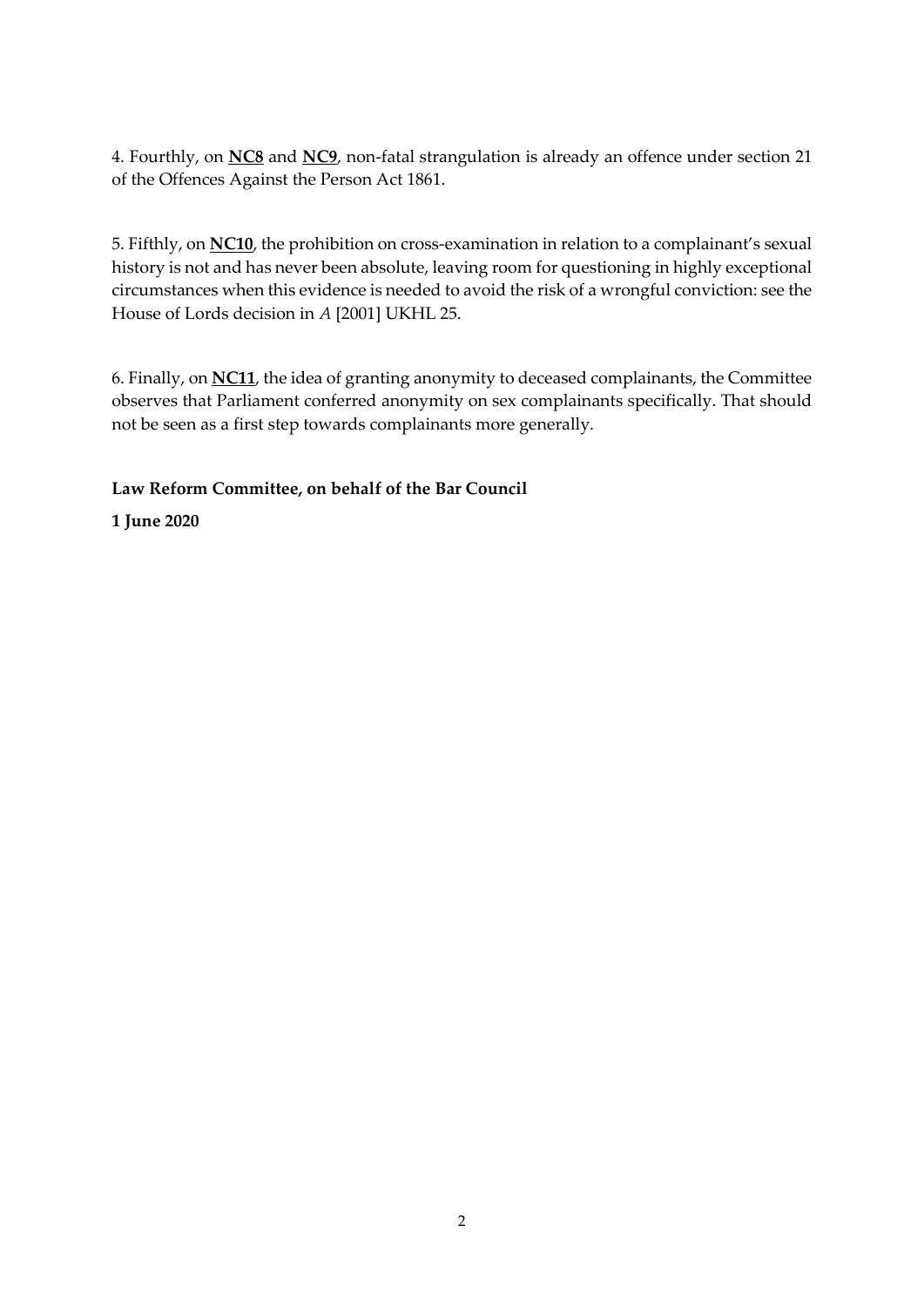4. Fourthly, on **NC8** and **NC9**, non-fatal strangulation is already an offence under section 21 of the Offences Against the Person Act 1861.

5. Fifthly, on **NC10**, the prohibition on cross-examination in relation to a complainant's sexual history is not and has never been absolute, leaving room for questioning in highly exceptional circumstances when this evidence is needed to avoid the risk of a wrongful conviction: see the House of Lords decision in *A* [2001] UKHL 25.

6. Finally, on **NC11**, the idea of granting anonymity to deceased complainants, the Committee observes that Parliament conferred anonymity on sex complainants specifically. That should not be seen as a first step towards complainants more generally.

**Law Reform Committee, on behalf of the Bar Council**

**1 June 2020**